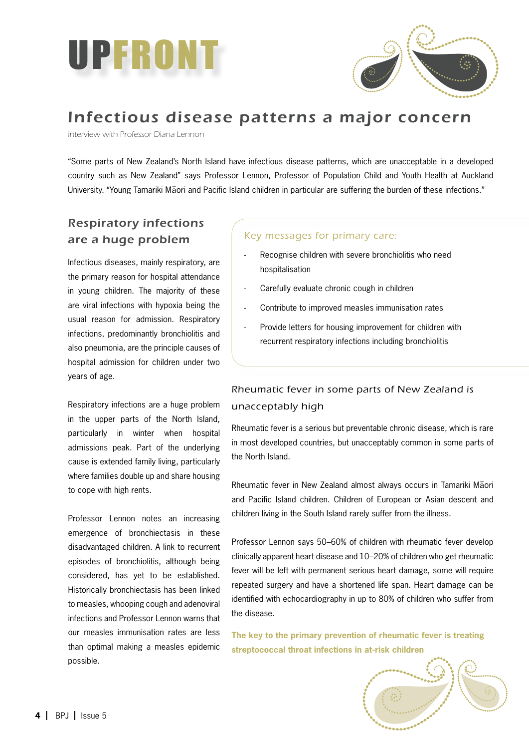# UPFRONT

## Infectious disease patterns a major concern

Interview with Professor Diana Lennon

"Some parts of New Zealand's North Island have infectious disease patterns, which are unacceptable in a developed country such as New Zealand" says Professor Lennon, Professor of Population Child and Youth Health at Auckland University. "Young Tamariki Māori and Pacific Island children in particular are suffering the burden of these infections."

### Respiratory infections are a huge problem

Infectious diseases, mainly respiratory, are the primary reason for hospital attendance in young children. The majority of these are viral infections with hypoxia being the usual reason for admission. Respiratory infections, predominantly bronchiolitis and also pneumonia, are the principle causes of hospital admission for children under two years of age.

Respiratory infections are a huge problem in the upper parts of the North Island, particularly in winter when hospital admissions peak. Part of the underlying cause is extended family living, particularly where families double up and share housing to cope with high rents.

Professor Lennon notes an increasing emergence of bronchiectasis in these disadvantaged children. A link to recurrent episodes of bronchiolitis, although being considered, has yet to be established. Historically bronchiectasis has been linked to measles, whooping cough and adenoviral infections and Professor Lennon warns that our measles immunisation rates are less than optimal making a measles epidemic possible.

#### Key messages for primary care:

- Recognise children with severe bronchiolitis who need hospitalisation
- Carefully evaluate chronic cough in children
- Contribute to improved measles immunisation rates
- Provide letters for housing improvement for children with recurrent respiratory infections including bronchiolitis

### Rheumatic fever in some parts of New Zealand is unacceptably high

Rheumatic fever is a serious but preventable chronic disease, which is rare in most developed countries, but unacceptably common in some parts of the North Island.

Rheumatic fever in New Zealand almost always occurs in Tamariki Māori and Pacific Island children. Children of European or Asian descent and children living in the South Island rarely suffer from the illness.

Professor Lennon says 50–60% of children with rheumatic fever develop clinically apparent heart disease and 10–20% of children who get rheumatic fever will be left with permanent serious heart damage, some will require repeated surgery and have a shortened life span. Heart damage can be identified with echocardiography in up to 80% of children who suffer from the disease.

**The key to the primary prevention of rheumatic fever is treating streptococcal throat infections in at-risk children**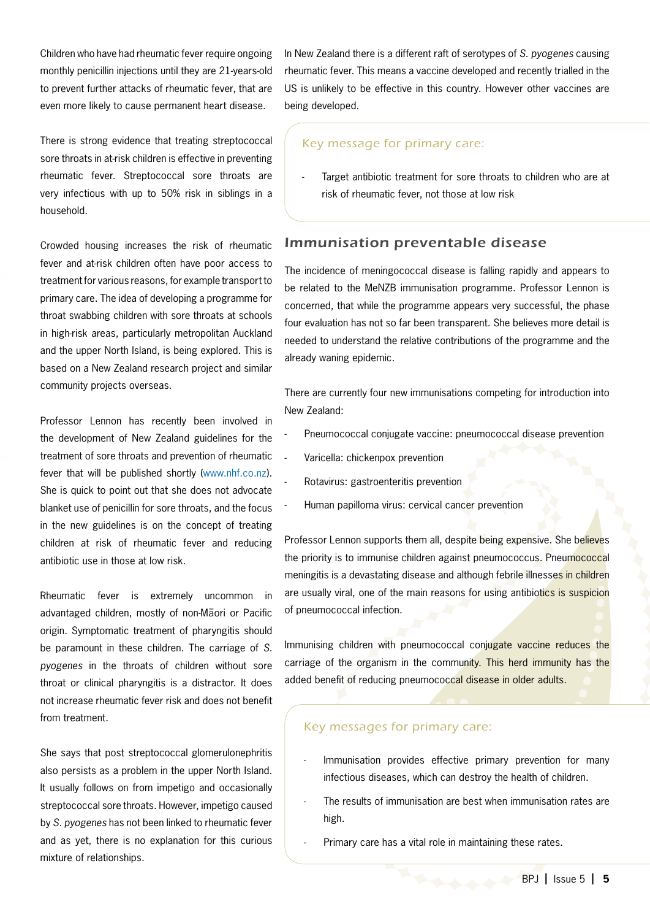Children who have had rheumatic fever require ongoing monthly penicillin injections until they are 21-years-old to prevent further attacks of rheumatic fever, that are even more likely to cause permanent heart disease.

There is strong evidence that treating streptococcal sore throats in at-risk children is effective in preventing rheumatic fever. Streptococcal sore throats are very infectious with up to 50% risk in siblings in a household.

Crowded housing increases the risk of rheumatic fever and at-risk children often have poor access to treatment for various reasons, for example transport to primary care. The idea of developing a programme for throat swabbing children with sore throats at schools in high-risk areas, particularly metropolitan Auckland and the upper North Island, is being explored. This is based on a New Zealand research project and similar community projects overseas.

Professor Lennon has recently been involved in the development of New Zealand guidelines for the treatment of sore throats and prevention of rheumatic fever that will be published shortly (www.nhf.co.nz). She is quick to point out that she does not advocate blanket use of penicillin for sore throats, and the focus in the new guidelines is on the concept of treating children at risk of rheumatic fever and reducing antibiotic use in those at low risk.

Rheumatic fever is extremely uncommon in advantaged children, mostly of non-Māori or Pacific origin. Symptomatic treatment of pharyngitis should be paramount in these children. The carriage of *S. pyogenes* in the throats of children without sore throat or clinical pharyngitis is a distractor. It does not increase rheumatic fever risk and does not benefit from treatment.

She says that post streptococcal glomerulonephritis also persists as a problem in the upper North Island. It usually follows on from impetigo and occasionally streptococcal sore throats. However, impetigo caused by *S. pyogenes* has not been linked to rheumatic fever and as yet, there is no explanation for this curious mixture of relationships.

In New Zealand there is a different raft of serotypes of *S. pyogenes* causing rheumatic fever. This means a vaccine developed and recently trialled in the US is unlikely to be effective in this country. However other vaccines are being developed.

**Key message for primary care:**

- Target antibiotic treatment for sore throats to children who are at risk of rheumatic fever, not those at low risk

## Immunisation preventable disease

The incidence of meningococcal disease is falling rapidly and appears to be related to the MeNZB immunisation programme. Professor Lennon is concerned, that while the programme appears very successful, the phase four evaluation has not so far been transparent. She believes more detail is needed to understand the relative contributions of the programme and the already waning epidemic.

There are currently four new immunisations competing for introduction into New Zealand:

- Pneumococcal conjugate vaccine: pneumococcal disease prevention
- Varicella: chickenpox prevention
- Rotavirus: gastroenteritis prevention
- Human papilloma virus: cervical cancer prevention

Professor Lennon supports them all, despite being expensive. She believes the priority is to immunise children against pneumococcus. Pneumococcal meningitis is a devastating disease and although febrile illnesses in children are usually viral, one of the main reasons for using antibiotics is suspicion of pneumococcal infection.

Immunising children with pneumococcal conjugate vaccine reduces the carriage of the organism in the community. This herd immunity has the added benefit of reducing pneumococcal disease in older adults.

**Key messages for primary care:**

- Immunisation provides effective primary prevention for many infectious diseases, which can destroy the health of children.
- The results of immunisation are best when immunisation rates are high.
- Primary care has a vital role in maintaining these rates.